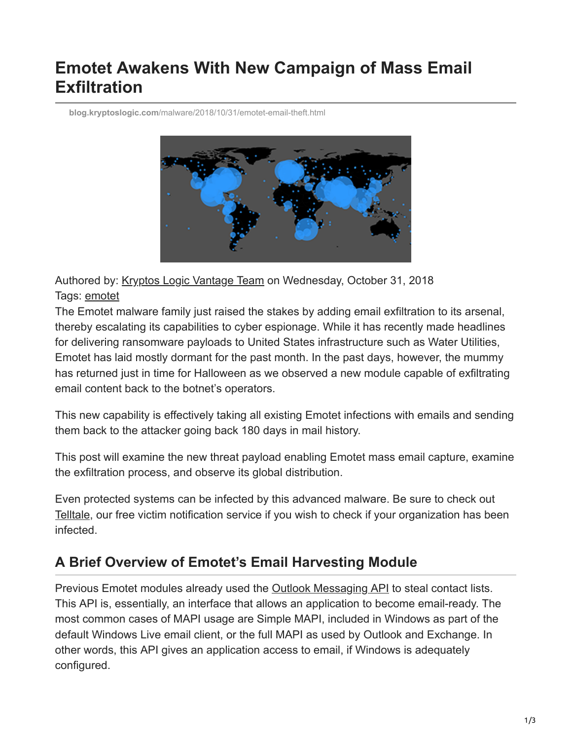# Emotet Awakens With New Campaign of Mass Email Exfiltration

blog.kryptoslogic.com/malware/2018/10/31/emotet-email-theft.html

Authored by: Kryptos Logic Vantage Team on Wednesday, October 31, 2018
Tags: emotet

The Emotet malware family just raised the stakes by adding email exfiltration to its arsenal, thereby escalating its capabilities to cyber espionage. While it has recently made headlines for delivering ransomware payloads to United States infrastructure such as Water Utilities, Emotet has laid mostly dormant for the past month. In the past days, however, the mummy has returned just in time for Halloween as we observed a new module capable of exfiltrating email content back to the botnet's operators.

This new capability is effectively taking all existing Emotet infections with emails and sending them back to the attacker going back 180 days in mail history.

This post will examine the new threat payload enabling Emotet mass email capture, examine the exfiltration process, and observe its global distribution.

Even protected systems can be infected by this advanced malware. Be sure to check out Telltale, our free victim notification service if you wish to check if your organization has been infected.

## A Brief Overview of Emotet's Email Harvesting Module

Previous Emotet modules already used the Outlook Messaging API to steal contact lists. This API is, essentially, an interface that allows an application to become email-ready. The most common cases of MAPI usage are Simple MAPI, included in Windows as part of the default Windows Live email client, or the full MAPI as used by Outlook and Exchange. In other words, this API gives an application access to email, if Windows is adequately configured.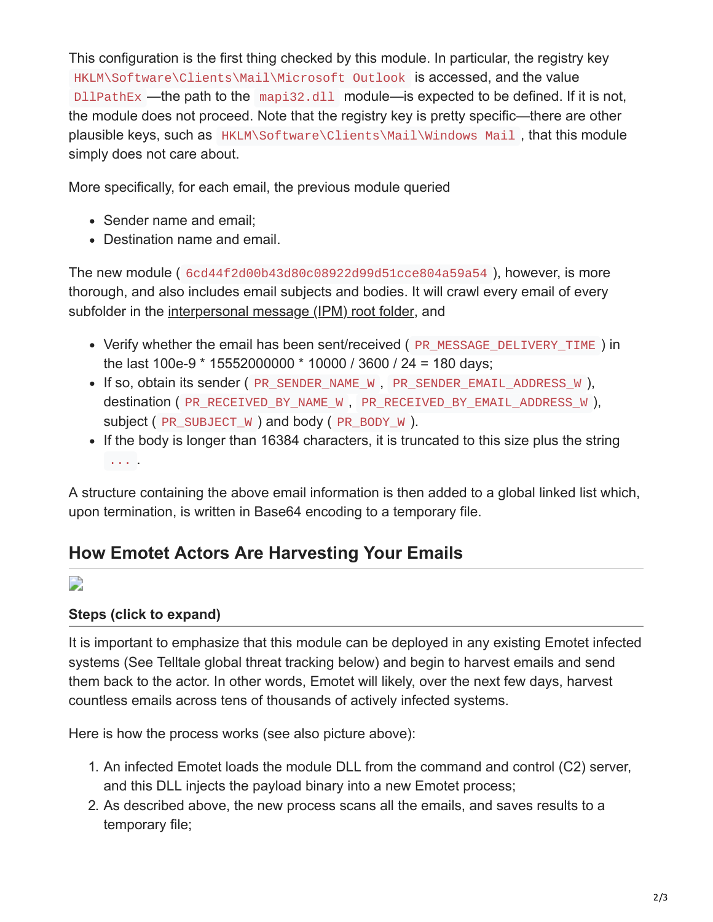This configuration is the first thing checked by this module. In particular, the registry key `HKLM\Software\Clients\Mail\Microsoft Outlook` is accessed, and the value `DllPathEx` —the path to the `mapi32.dll` module—is expected to be defined. If it is not, the module does not proceed. Note that the registry key is pretty specific—there are other plausible keys, such as `HKLM\Software\Clients\Mail\Windows Mail`, that this module simply does not care about.

More specifically, for each email, the previous module queried

- Sender name and email;
- Destination name and email.

The new module ( `6cd44f2d00b43d80c08922d99d51cce804a59a54` ), however, is more thorough, and also includes email subjects and bodies. It will crawl every email of every subfolder in the interpersonal message (IPM) root folder, and

- Verify whether the email has been sent/received ( `PR_MESSAGE_DELIVERY_TIME` ) in the last 100e-9 * 15552000000 * 10000 / 3600 / 24 = 180 days;
- If so, obtain its sender ( `PR_SENDER_NAME_W`, `PR_SENDER_EMAIL_ADDRESS_W` ), destination ( `PR_RECEIVED_BY_NAME_W`, `PR_RECEIVED_BY_EMAIL_ADDRESS_W` ), subject ( `PR_SUBJECT_W` ) and body ( `PR_BODY_W` ).
- If the body is longer than 16384 characters, it is truncated to this size plus the string `...`.

A structure containing the above email information is then added to a global linked list which, upon termination, is written in Base64 encoding to a temporary file.

## How Emotet Actors Are Harvesting Your Emails

### Steps (click to expand)

It is important to emphasize that this module can be deployed in any existing Emotet infected systems (See Telltale global threat tracking below) and begin to harvest emails and send them back to the actor. In other words, Emotet will likely, over the next few days, harvest countless emails across tens of thousands of actively infected systems.

Here is how the process works (see also picture above):

1. An infected Emotet loads the module DLL from the command and control (C2) server, and this DLL injects the payload binary into a new Emotet process;
2. As described above, the new process scans all the emails, and saves results to a temporary file;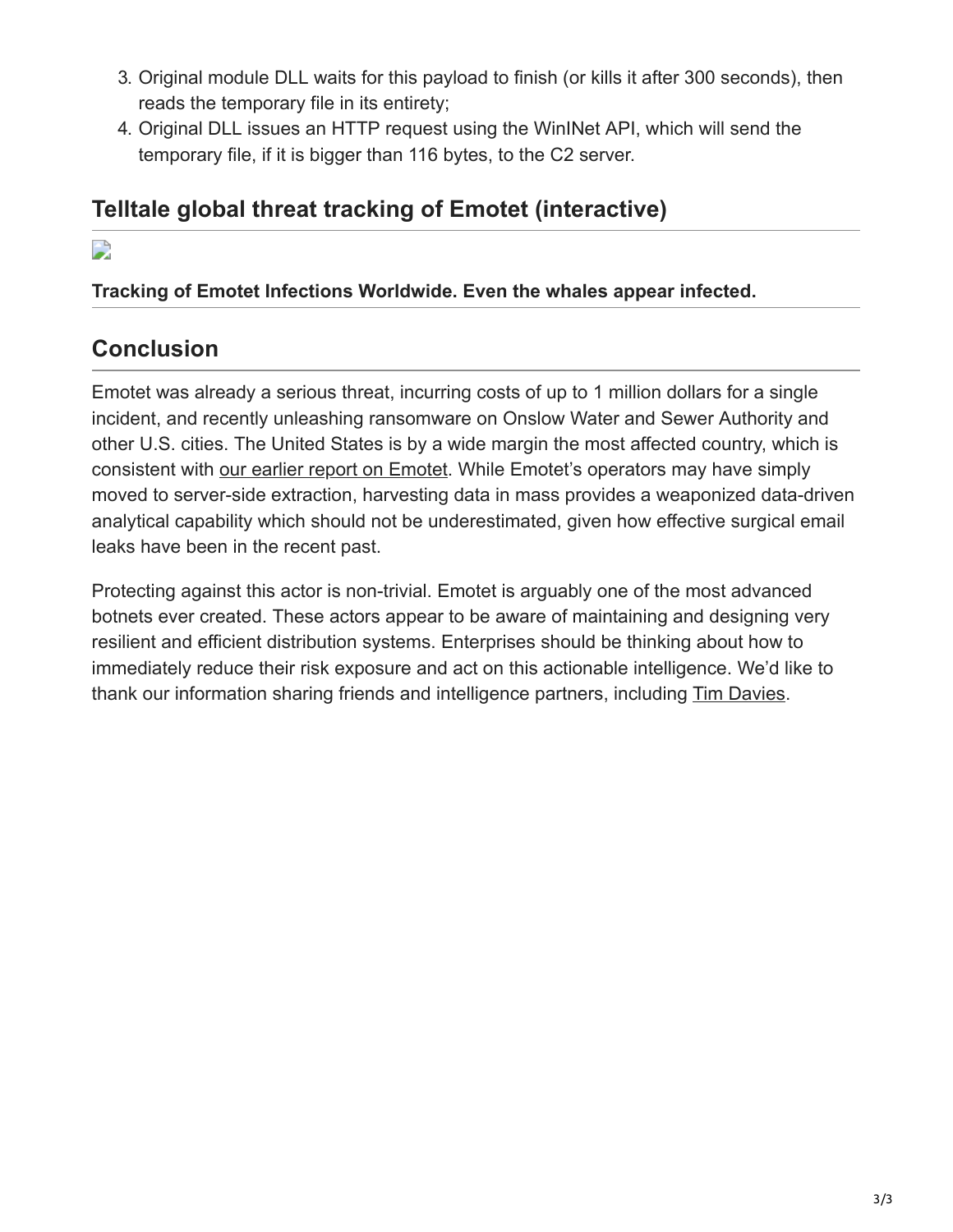3. Original module DLL waits for this payload to finish (or kills it after 300 seconds), then reads the temporary file in its entirety;
4. Original DLL issues an HTTP request using the WinINet API, which will send the temporary file, if it is bigger than 116 bytes, to the C2 server.

## Telltale global threat tracking of Emotet (interactive)

**Tracking of Emotet Infections Worldwide. Even the whales appear infected.**

## Conclusion

Emotet was already a serious threat, incurring costs of up to 1 million dollars for a single incident, and recently unleashing ransomware on Onslow Water and Sewer Authority and other U.S. cities. The United States is by a wide margin the most affected country, which is consistent with our earlier report on Emotet. While Emotet's operators may have simply moved to server-side extraction, harvesting data in mass provides a weaponized data-driven analytical capability which should not be underestimated, given how effective surgical email leaks have been in the recent past.

Protecting against this actor is non-trivial. Emotet is arguably one of the most advanced botnets ever created. These actors appear to be aware of maintaining and designing very resilient and efficient distribution systems. Enterprises should be thinking about how to immediately reduce their risk exposure and act on this actionable intelligence. We'd like to thank our information sharing friends and intelligence partners, including Tim Davies.